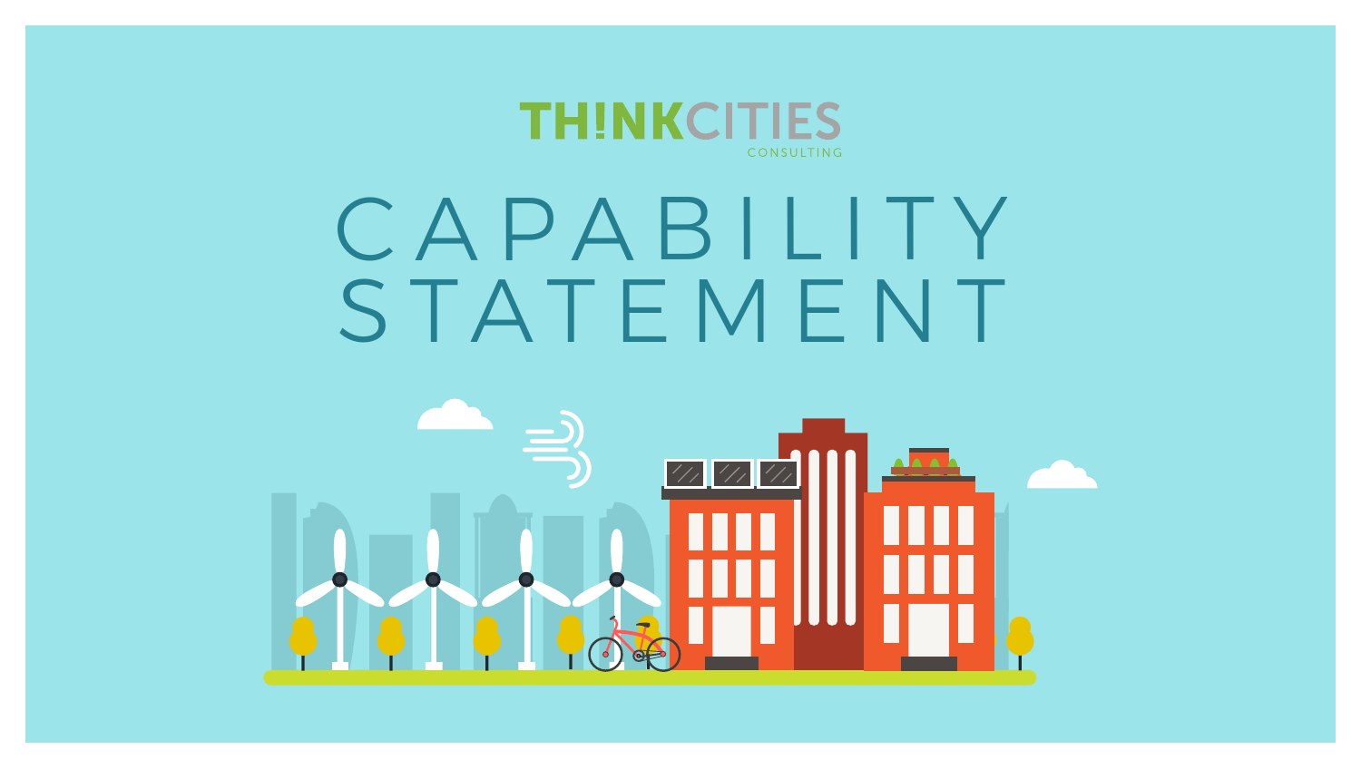TH!NKCITIES

CONSULTING

# CAPABILITY STATEMENT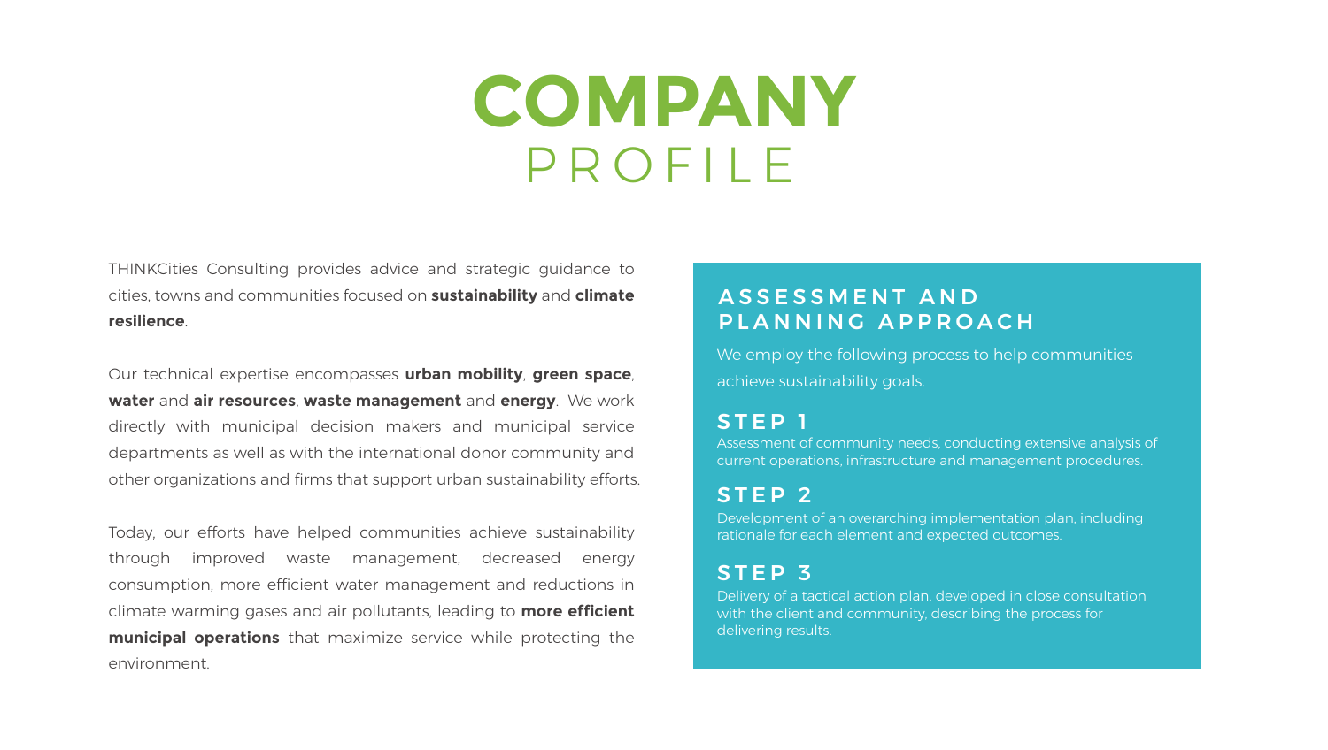# COMPANY PROFILE

THINKCities Consulting provides advice and strategic guidance to cities, towns and communities focused on **sustainability** and **climate resilience**.

Our technical expertise encompasses **urban mobility**, **green space**, **water** and **air resources**, **waste management** and **energy**. We work directly with municipal decision makers and municipal service departments as well as with the international donor community and other organizations and firms that support urban sustainability efforts.

Today, our efforts have helped communities achieve sustainability through improved waste management, decreased energy consumption, more efficient water management and reductions in climate warming gases and air pollutants, leading to **more efficient municipal operations** that maximize service while protecting the environment.

## ASSESSMENT AND PLANNING APPROACH

We employ the following process to help communities achieve sustainability goals.

### STEP 1

Assessment of community needs, conducting extensive analysis of current operations, infrastructure and management procedures.

### STEP 2

Development of an overarching implementation plan, including rationale for each element and expected outcomes.

### STEP 3

Delivery of a tactical action plan, developed in close consultation with the client and community, describing the process for delivering results.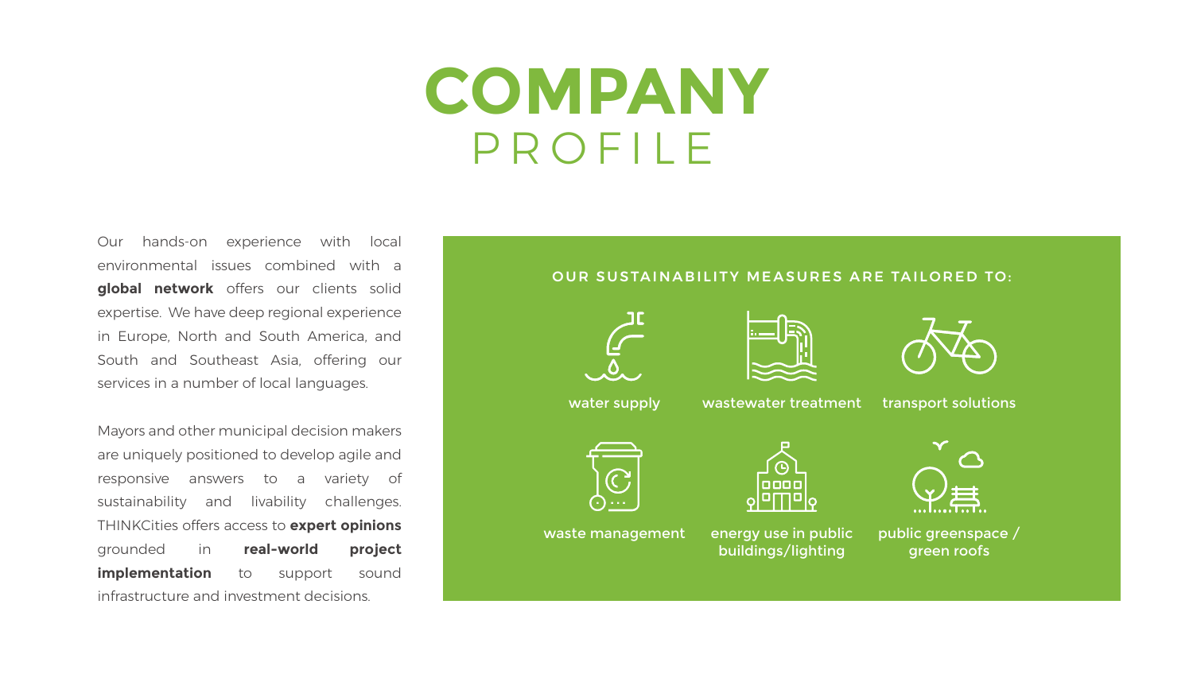# COMPANY PROFILE

Our hands-on experience with local environmental issues combined with a **global network** offers our clients solid expertise. We have deep regional experience in Europe, North and South America, and South and Southeast Asia, offering our services in a number of local languages.

Mayors and other municipal decision makers are uniquely positioned to develop agile and responsive answers to a variety of sustainability and livability challenges. THINKCities offers access to **expert opinions** grounded in **real-world project implementation** to support sound infrastructure and investment decisions.

## OUR SUSTAINABILITY MEASURES ARE TAILORED TO:

- water supply
- wastewater treatment
- transport solutions
- waste management
- energy use in public buildings/lighting
- public greenspace / green roofs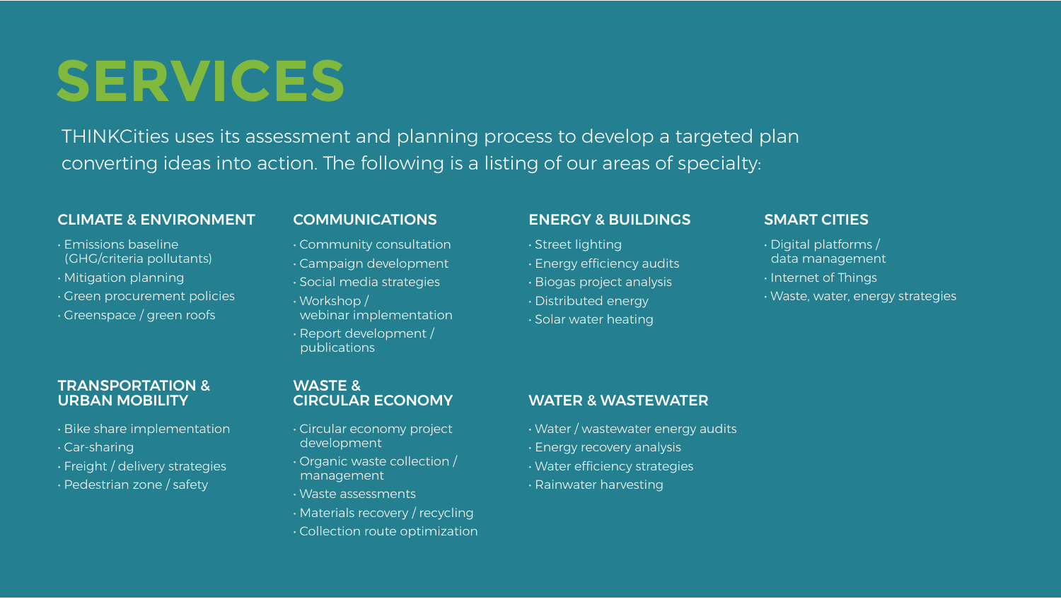# SERVICES

THINKCities uses its assessment and planning process to develop a targeted plan converting ideas into action. The following is a listing of our areas of specialty:

### CLIMATE & ENVIRONMENT

- Emissions baseline (GHG/criteria pollutants)
- Mitigation planning
- Green procurement policies
- Greenspace / green roofs

### COMMUNICATIONS

- Community consultation
- Campaign development
- Social media strategies
- Workshop / webinar implementation
- Report development / publications

### ENERGY & BUILDINGS

- Street lighting
- Energy efficiency audits
- Biogas project analysis
- Distributed energy
- Solar water heating

### SMART CITIES

- Digital platforms / data management
- Internet of Things
- Waste, water, energy strategies

### TRANSPORTATION & URBAN MOBILITY

- Bike share implementation
- Car-sharing
- Freight / delivery strategies
- Pedestrian zone / safety

### WASTE & CIRCULAR ECONOMY

- Circular economy project development
- Organic waste collection / management
- Waste assessments
- Materials recovery / recycling
- Collection route optimization

### WATER & WASTEWATER

- Water / wastewater energy audits
- Energy recovery analysis
- Water efficiency strategies
- Rainwater harvesting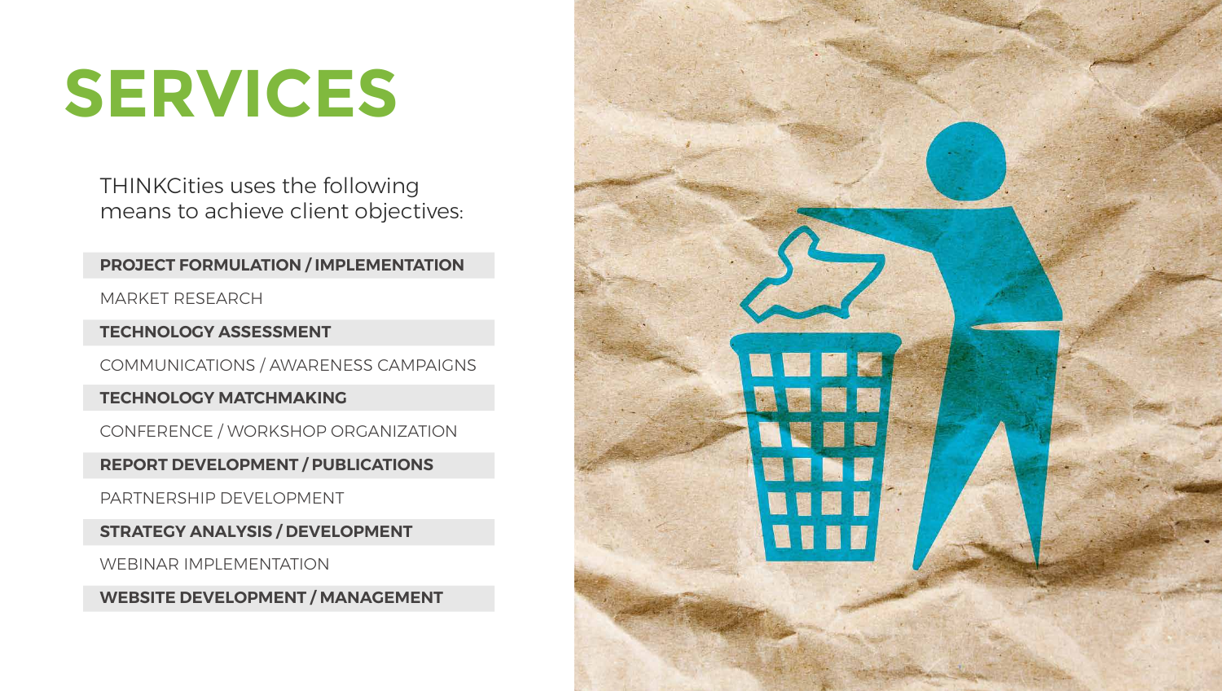# SERVICES

THINKCities uses the following means to achieve client objectives:

- **PROJECT FORMULATION / IMPLEMENTATION**
- MARKET RESEARCH
- **TECHNOLOGY ASSESSMENT**
- COMMUNICATIONS / AWARENESS CAMPAIGNS
- **TECHNOLOGY MATCHMAKING**
- CONFERENCE / WORKSHOP ORGANIZATION
- **REPORT DEVELOPMENT / PUBLICATIONS**
- PARTNERSHIP DEVELOPMENT
- **STRATEGY ANALYSIS / DEVELOPMENT**
- WEBINAR IMPLEMENTATION
- **WEBSITE DEVELOPMENT / MANAGEMENT**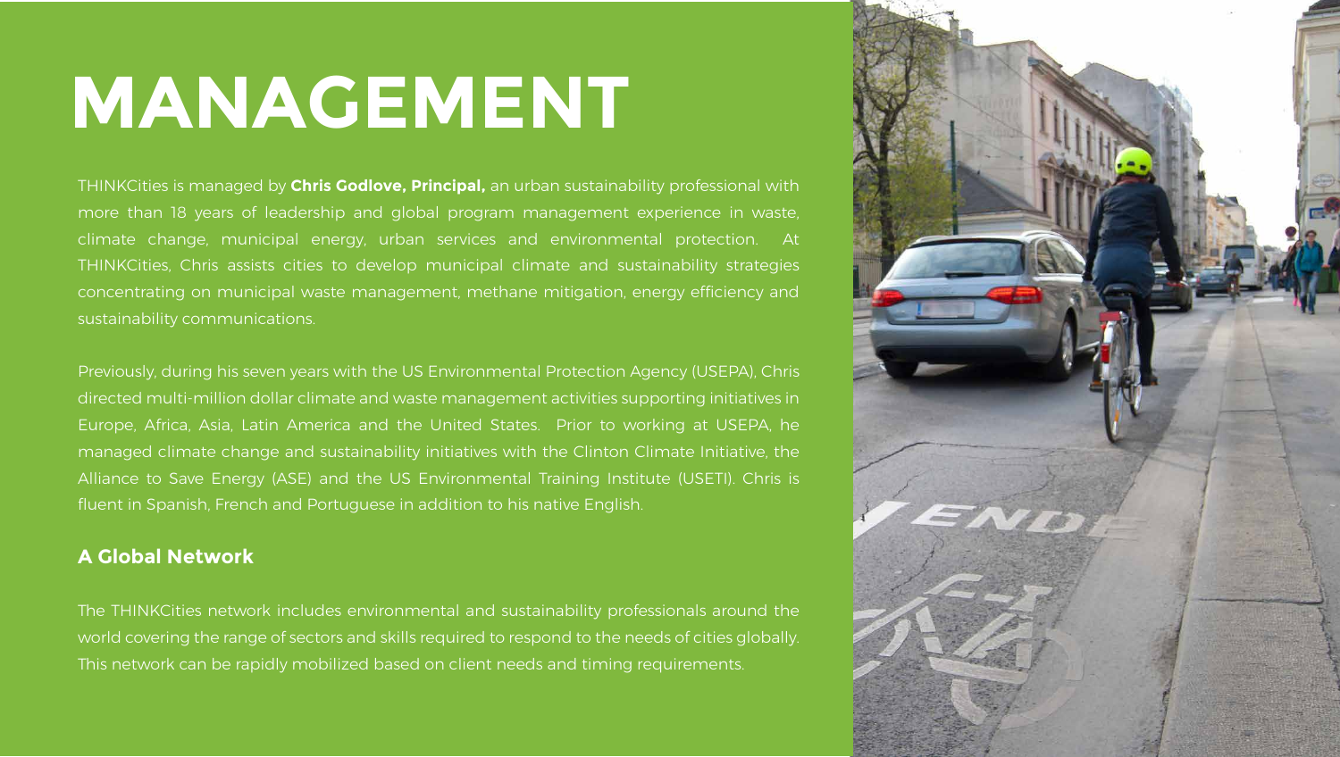# MANAGEMENT

THINKCities is managed by **Chris Godlove, Principal,** an urban sustainability professional with more than 18 years of leadership and global program management experience in waste, climate change, municipal energy, urban services and environmental protection. At THINKCities, Chris assists cities to develop municipal climate and sustainability strategies concentrating on municipal waste management, methane mitigation, energy efficiency and sustainability communications.

Previously, during his seven years with the US Environmental Protection Agency (USEPA), Chris directed multi-million dollar climate and waste management activities supporting initiatives in Europe, Africa, Asia, Latin America and the United States. Prior to working at USEPA, he managed climate change and sustainability initiatives with the Clinton Climate Initiative, the Alliance to Save Energy (ASE) and the US Environmental Training Institute (USETI). Chris is fluent in Spanish, French and Portuguese in addition to his native English.

## A Global Network

The THINKCities network includes environmental and sustainability professionals around the world covering the range of sectors and skills required to respond to the needs of cities globally. This network can be rapidly mobilized based on client needs and timing requirements.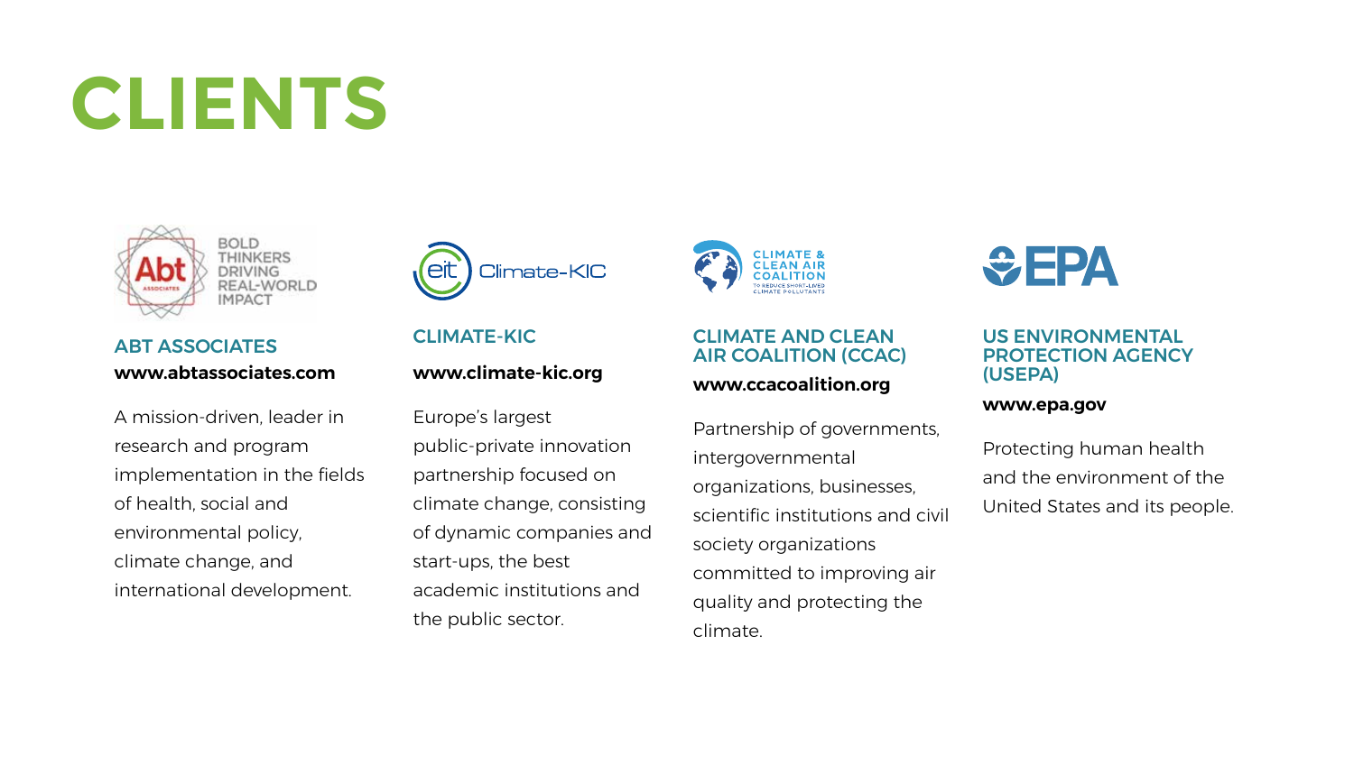# CLIENTS

### ABT ASSOCIATES

**www.abtassociates.com**

A mission-driven, leader in research and program implementation in the fields of health, social and environmental policy, climate change, and international development.

### CLIMATE-KIC

**www.climate-kic.org**

Europe's largest public-private innovation partnership focused on climate change, consisting of dynamic companies and start-ups, the best academic institutions and the public sector.

### CLIMATE AND CLEAN AIR COALITION (CCAC)

**www.ccacoalition.org**

Partnership of governments, intergovernmental organizations, businesses, scientific institutions and civil society organizations committed to improving air quality and protecting the climate.

### US ENVIRONMENTAL PROTECTION AGENCY (USEPA)

**www.epa.gov**

Protecting human health and the environment of the United States and its people.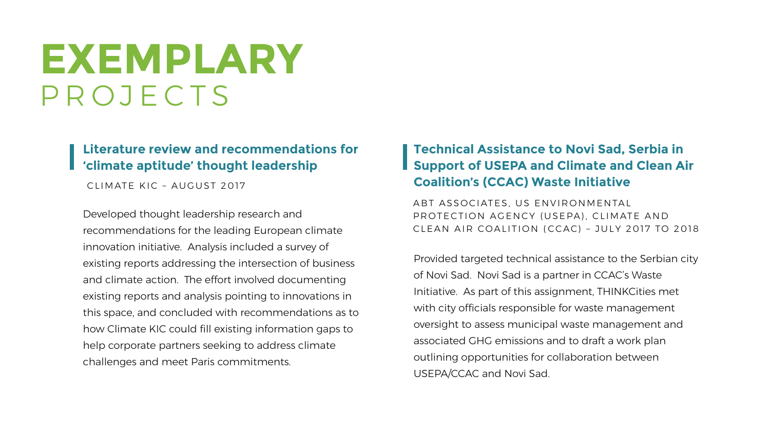# EXEMPLARY PROJECTS

### Literature review and recommendations for 'climate aptitude' thought leadership

CLIMATE KIC – AUGUST 2017

Developed thought leadership research and recommendations for the leading European climate innovation initiative. Analysis included a survey of existing reports addressing the intersection of business and climate action. The effort involved documenting existing reports and analysis pointing to innovations in this space, and concluded with recommendations as to how Climate KIC could fill existing information gaps to help corporate partners seeking to address climate challenges and meet Paris commitments.

### Technical Assistance to Novi Sad, Serbia in Support of USEPA and Climate and Clean Air Coalition's (CCAC) Waste Initiative

ABT ASSOCIATES, US ENVIRONMENTAL PROTECTION AGENCY (USEPA), CLIMATE AND CLEAN AIR COALITION (CCAC) – JULY 2017 TO 2018

Provided targeted technical assistance to the Serbian city of Novi Sad. Novi Sad is a partner in CCAC's Waste Initiative. As part of this assignment, THINKCities met with city officials responsible for waste management oversight to assess municipal waste management and associated GHG emissions and to draft a work plan outlining opportunities for collaboration between USEPA/CCAC and Novi Sad.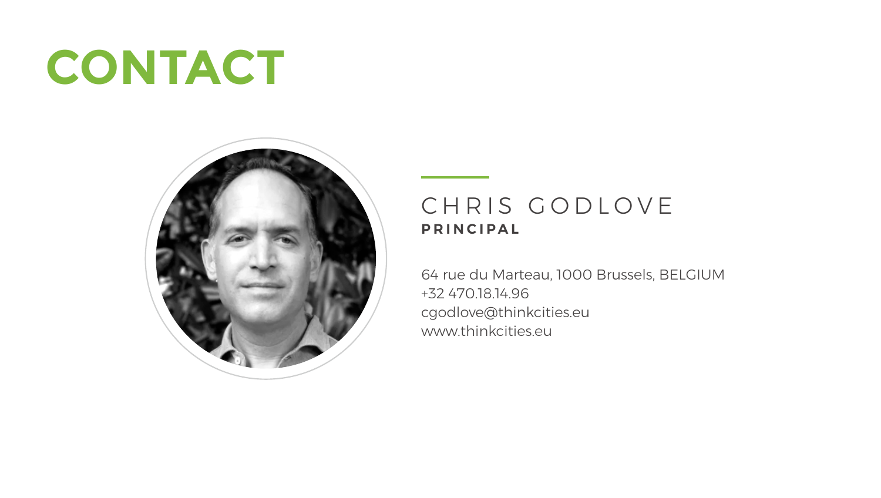# CONTACT

## CHRIS GODLOVE

**PRINCIPAL**

64 rue du Marteau, 1000 Brussels, BELGIUM
+32 470.18.14.96
cgodlove@thinkcities.eu
www.thinkcities.eu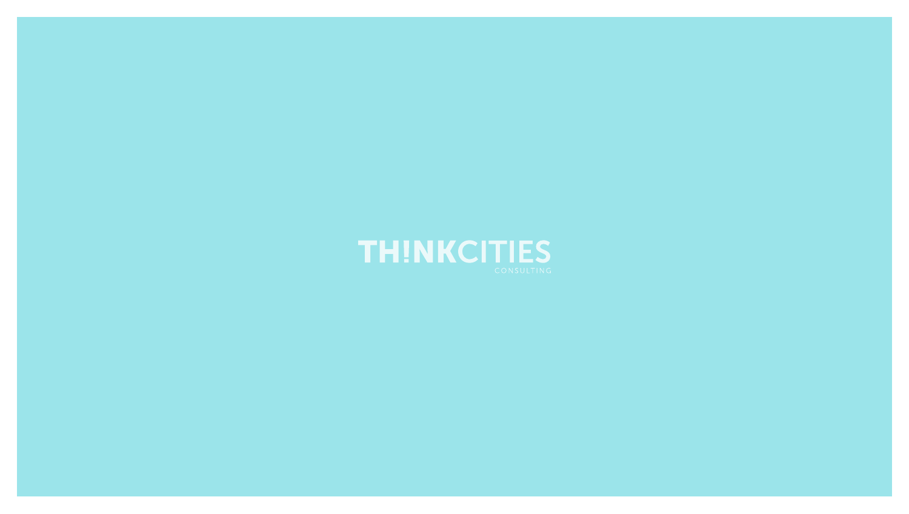TH!NKCITIES

CONSULTING